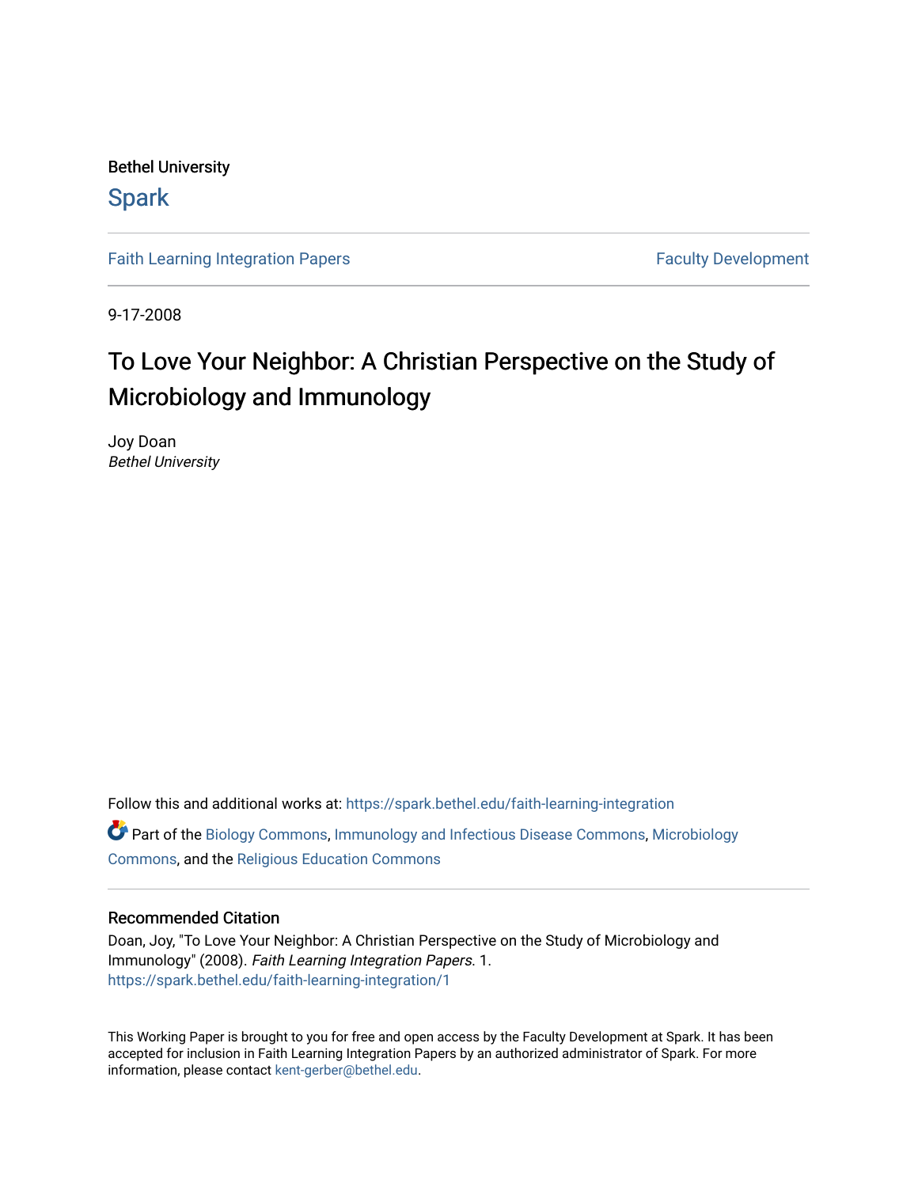Bethel University

# Spark

Faith Learning Integration Papers | Faculty Development

9-17-2008

# To Love Your Neighbor: A Christian Perspective on the Study of Microbiology and Immunology

Joy Doan
*Bethel University*

Follow this and additional works at: https://spark.bethel.edu/faith-learning-integration

Part of the Biology Commons, Immunology and Infectious Disease Commons, Microbiology Commons, and the Religious Education Commons

## Recommended Citation

Doan, Joy, "To Love Your Neighbor: A Christian Perspective on the Study of Microbiology and Immunology" (2008). *Faith Learning Integration Papers*. 1.
https://spark.bethel.edu/faith-learning-integration/1

This Working Paper is brought to you for free and open access by the Faculty Development at Spark. It has been accepted for inclusion in Faith Learning Integration Papers by an authorized administrator of Spark. For more information, please contact kent-gerber@bethel.edu.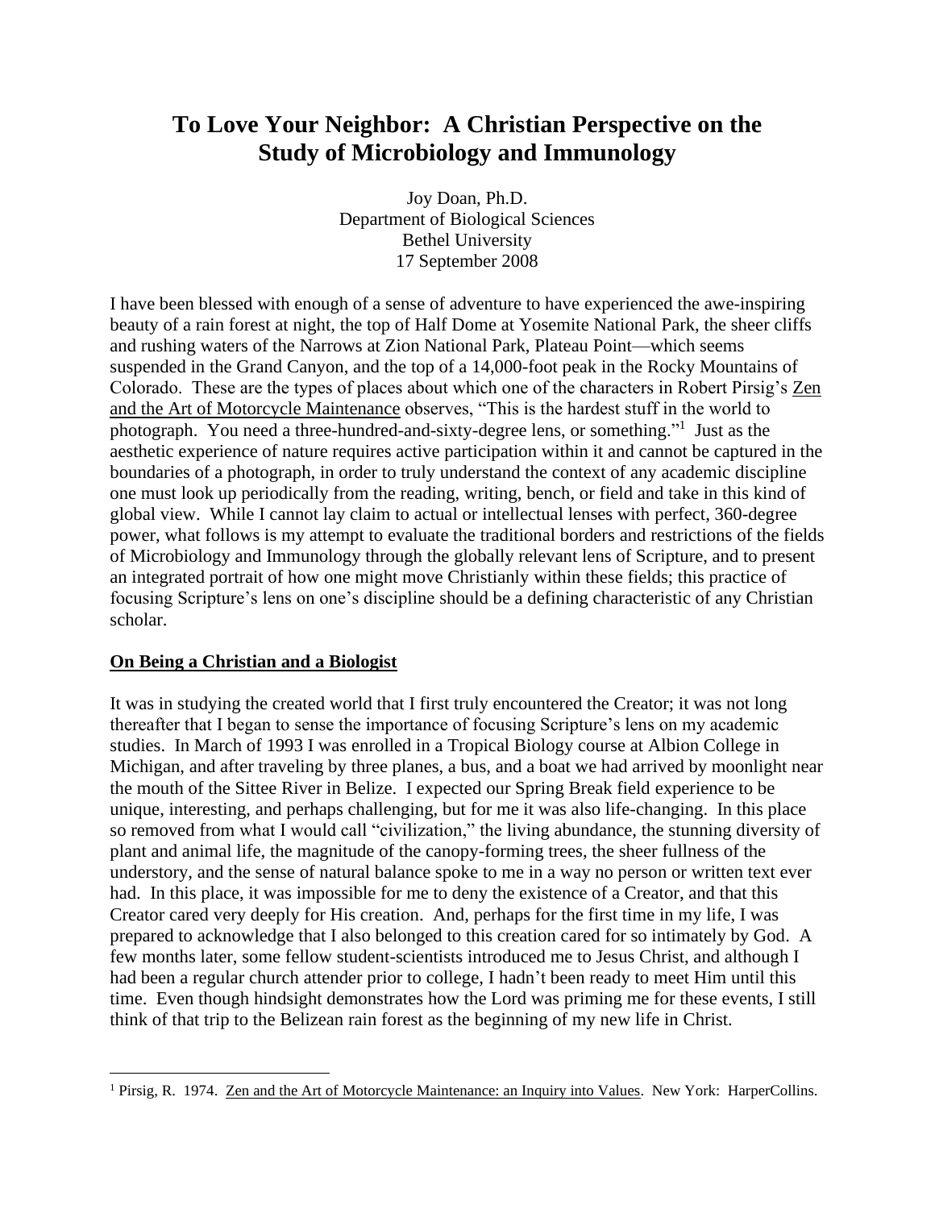# To Love Your Neighbor: A Christian Perspective on the Study of Microbiology and Immunology

Joy Doan, Ph.D.
Department of Biological Sciences
Bethel University
17 September 2008

I have been blessed with enough of a sense of adventure to have experienced the awe-inspiring beauty of a rain forest at night, the top of Half Dome at Yosemite National Park, the sheer cliffs and rushing waters of the Narrows at Zion National Park, Plateau Point—which seems suspended in the Grand Canyon, and the top of a 14,000-foot peak in the Rocky Mountains of Colorado. These are the types of places about which one of the characters in Robert Pirsig's Zen and the Art of Motorcycle Maintenance observes, "This is the hardest stuff in the world to photograph. You need a three-hundred-and-sixty-degree lens, or something."[1] Just as the aesthetic experience of nature requires active participation within it and cannot be captured in the boundaries of a photograph, in order to truly understand the context of any academic discipline one must look up periodically from the reading, writing, bench, or field and take in this kind of global view. While I cannot lay claim to actual or intellectual lenses with perfect, 360-degree power, what follows is my attempt to evaluate the traditional borders and restrictions of the fields of Microbiology and Immunology through the globally relevant lens of Scripture, and to present an integrated portrait of how one might move Christianly within these fields; this practice of focusing Scripture's lens on one's discipline should be a defining characteristic of any Christian scholar.

## On Being a Christian and a Biologist

It was in studying the created world that I first truly encountered the Creator; it was not long thereafter that I began to sense the importance of focusing Scripture's lens on my academic studies. In March of 1993 I was enrolled in a Tropical Biology course at Albion College in Michigan, and after traveling by three planes, a bus, and a boat we had arrived by moonlight near the mouth of the Sittee River in Belize. I expected our Spring Break field experience to be unique, interesting, and perhaps challenging, but for me it was also life-changing. In this place so removed from what I would call "civilization," the living abundance, the stunning diversity of plant and animal life, the magnitude of the canopy-forming trees, the sheer fullness of the understory, and the sense of natural balance spoke to me in a way no person or written text ever had. In this place, it was impossible for me to deny the existence of a Creator, and that this Creator cared very deeply for His creation. And, perhaps for the first time in my life, I was prepared to acknowledge that I also belonged to this creation cared for so intimately by God. A few months later, some fellow student-scientists introduced me to Jesus Christ, and although I had been a regular church attender prior to college, I hadn't been ready to meet Him until this time. Even though hindsight demonstrates how the Lord was priming me for these events, I still think of that trip to the Belizean rain forest as the beginning of my new life in Christ.

---

[1] Pirsig, R. 1974. Zen and the Art of Motorcycle Maintenance: an Inquiry into Values. New York: HarperCollins.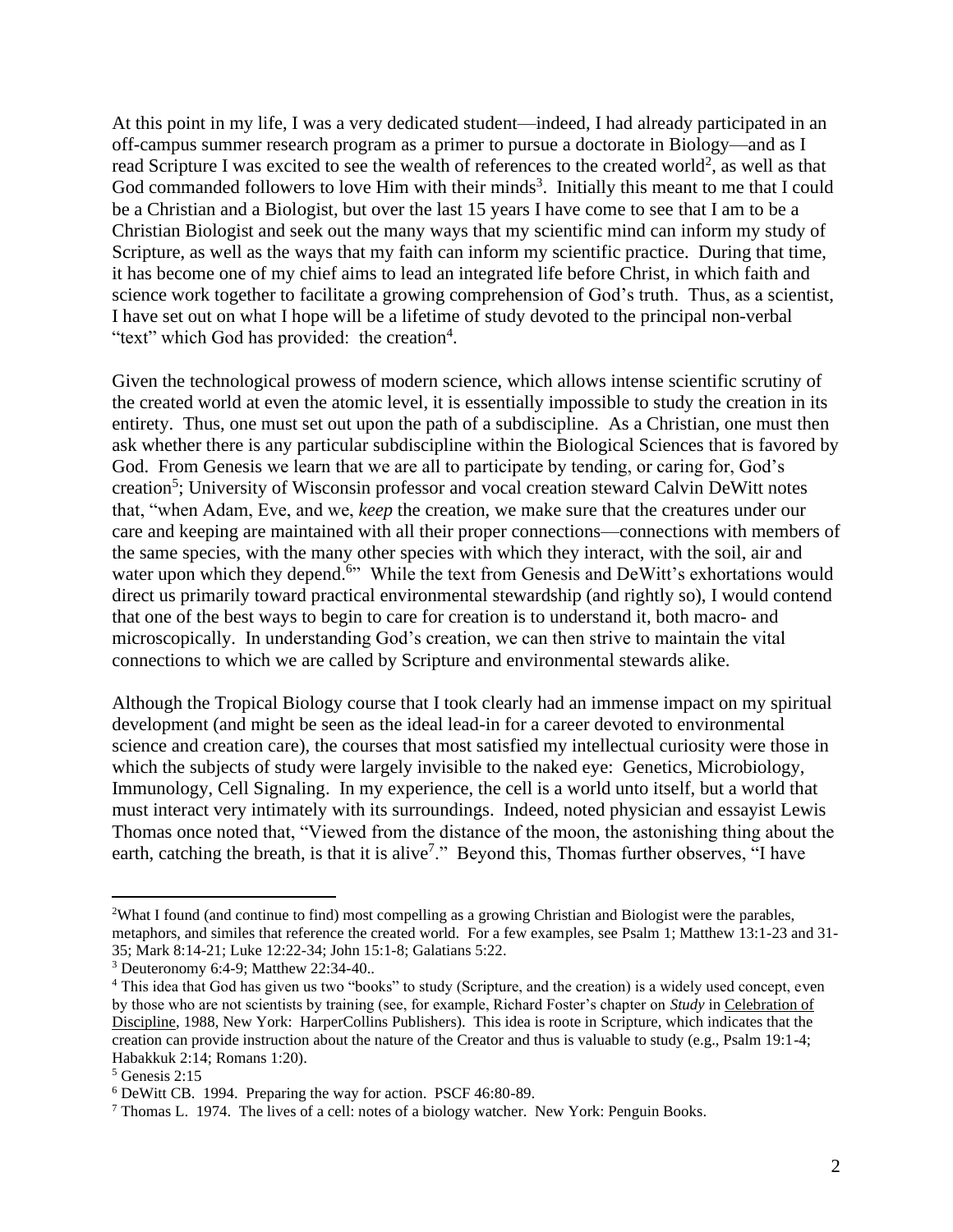At this point in my life, I was a very dedicated student—indeed, I had already participated in an off-campus summer research program as a primer to pursue a doctorate in Biology—and as I read Scripture I was excited to see the wealth of references to the created world[2], as well as that God commanded followers to love Him with their minds[3]. Initially this meant to me that I could be a Christian and a Biologist, but over the last 15 years I have come to see that I am to be a Christian Biologist and seek out the many ways that my scientific mind can inform my study of Scripture, as well as the ways that my faith can inform my scientific practice. During that time, it has become one of my chief aims to lead an integrated life before Christ, in which faith and science work together to facilitate a growing comprehension of God's truth. Thus, as a scientist, I have set out on what I hope will be a lifetime of study devoted to the principal non-verbal "text" which God has provided: the creation[4].

Given the technological prowess of modern science, which allows intense scientific scrutiny of the created world at even the atomic level, it is essentially impossible to study the creation in its entirety. Thus, one must set out upon the path of a subdiscipline. As a Christian, one must then ask whether there is any particular subdiscipline within the Biological Sciences that is favored by God. From Genesis we learn that we are all to participate by tending, or caring for, God's creation[5]; University of Wisconsin professor and vocal creation steward Calvin DeWitt notes that, "when Adam, Eve, and we, *keep* the creation, we make sure that the creatures under our care and keeping are maintained with all their proper connections—connections with members of the same species, with the many other species with which they interact, with the soil, air and water upon which they depend.[6]" While the text from Genesis and DeWitt's exhortations would direct us primarily toward practical environmental stewardship (and rightly so), I would contend that one of the best ways to begin to care for creation is to understand it, both macro- and microscopically. In understanding God's creation, we can then strive to maintain the vital connections to which we are called by Scripture and environmental stewards alike.

Although the Tropical Biology course that I took clearly had an immense impact on my spiritual development (and might be seen as the ideal lead-in for a career devoted to environmental science and creation care), the courses that most satisfied my intellectual curiosity were those in which the subjects of study were largely invisible to the naked eye: Genetics, Microbiology, Immunology, Cell Signaling. In my experience, the cell is a world unto itself, but a world that must interact very intimately with its surroundings. Indeed, noted physician and essayist Lewis Thomas once noted that, "Viewed from the distance of the moon, the astonishing thing about the earth, catching the breath, is that it is alive[7]." Beyond this, Thomas further observes, "I have

---

[2]What I found (and continue to find) most compelling as a growing Christian and Biologist were the parables, metaphors, and similes that reference the created world. For a few examples, see Psalm 1; Matthew 13:1-23 and 31-35; Mark 8:14-21; Luke 12:22-34; John 15:1-8; Galatians 5:22.

[3] Deuteronomy 6:4-9; Matthew 22:34-40..

[4] This idea that God has given us two "books" to study (Scripture, and the creation) is a widely used concept, even by those who are not scientists by training (see, for example, Richard Foster's chapter on *Study* in Celebration of Discipline, 1988, New York: HarperCollins Publishers). This idea is roote in Scripture, which indicates that the creation can provide instruction about the nature of the Creator and thus is valuable to study (e.g., Psalm 19:1-4; Habakkuk 2:14; Romans 1:20).

[5] Genesis 2:15

[6] DeWitt CB. 1994. Preparing the way for action. PSCF 46:80-89.

[7] Thomas L. 1974. The lives of a cell: notes of a biology watcher. New York: Penguin Books.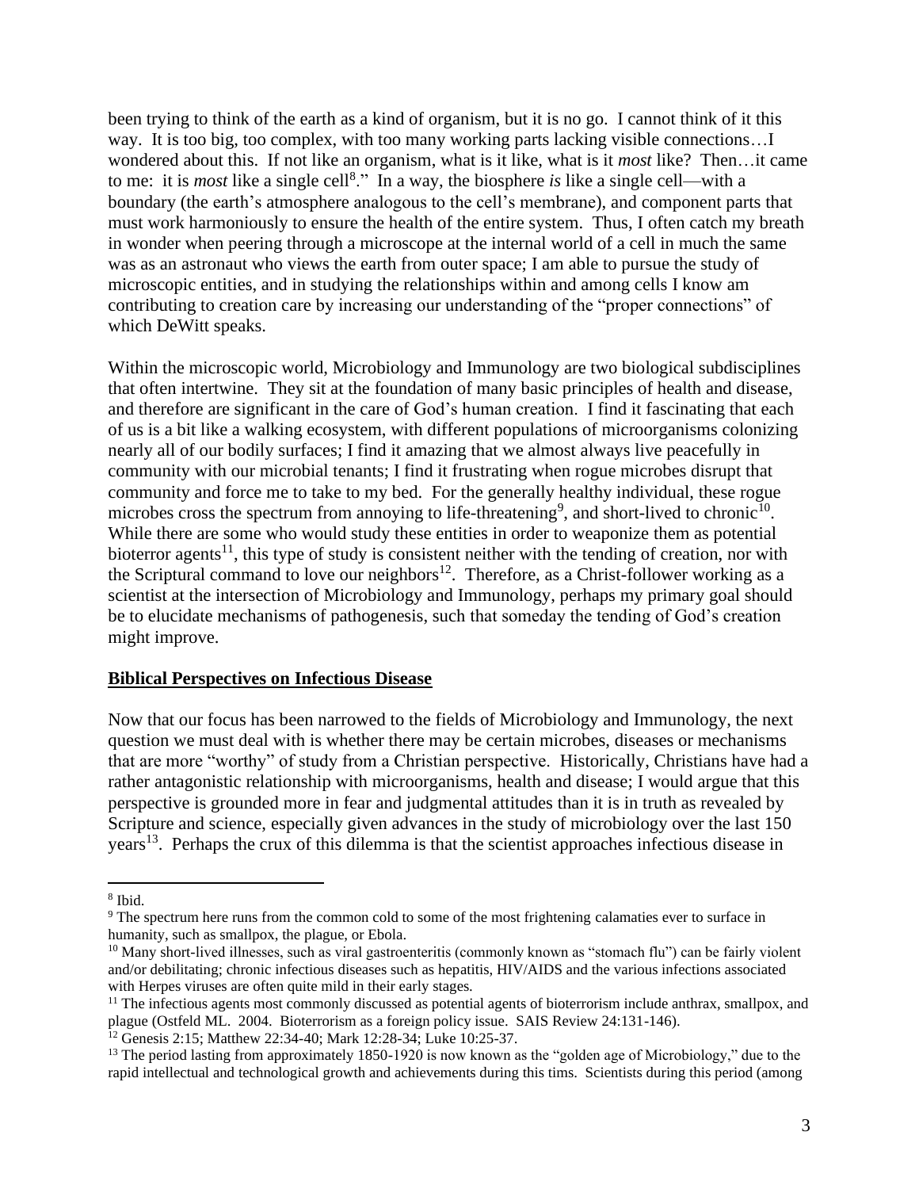been trying to think of the earth as a kind of organism, but it is no go. I cannot think of it this way. It is too big, too complex, with too many working parts lacking visible connections…I wondered about this. If not like an organism, what is it like, what is it *most* like? Then…it came to me: it is *most* like a single cell[8]." In a way, the biosphere *is* like a single cell—with a boundary (the earth's atmosphere analogous to the cell's membrane), and component parts that must work harmoniously to ensure the health of the entire system. Thus, I often catch my breath in wonder when peering through a microscope at the internal world of a cell in much the same was as an astronaut who views the earth from outer space; I am able to pursue the study of microscopic entities, and in studying the relationships within and among cells I know am contributing to creation care by increasing our understanding of the "proper connections" of which DeWitt speaks.

Within the microscopic world, Microbiology and Immunology are two biological subdisciplines that often intertwine. They sit at the foundation of many basic principles of health and disease, and therefore are significant in the care of God's human creation. I find it fascinating that each of us is a bit like a walking ecosystem, with different populations of microorganisms colonizing nearly all of our bodily surfaces; I find it amazing that we almost always live peacefully in community with our microbial tenants; I find it frustrating when rogue microbes disrupt that community and force me to take to my bed. For the generally healthy individual, these rogue microbes cross the spectrum from annoying to life-threatening[9], and short-lived to chronic[10]. While there are some who would study these entities in order to weaponize them as potential bioterror agents[11], this type of study is consistent neither with the tending of creation, nor with the Scriptural command to love our neighbors[12]. Therefore, as a Christ-follower working as a scientist at the intersection of Microbiology and Immunology, perhaps my primary goal should be to elucidate mechanisms of pathogenesis, such that someday the tending of God's creation might improve.

**Biblical Perspectives on Infectious Disease**

Now that our focus has been narrowed to the fields of Microbiology and Immunology, the next question we must deal with is whether there may be certain microbes, diseases or mechanisms that are more "worthy" of study from a Christian perspective. Historically, Christians have had a rather antagonistic relationship with microorganisms, health and disease; I would argue that this perspective is grounded more in fear and judgmental attitudes than it is in truth as revealed by Scripture and science, especially given advances in the study of microbiology over the last 150 years[13]. Perhaps the crux of this dilemma is that the scientist approaches infectious disease in

---

[8] Ibid.

[9] The spectrum here runs from the common cold to some of the most frightening calamaties ever to surface in humanity, such as smallpox, the plague, or Ebola.

[10] Many short-lived illnesses, such as viral gastroenteritis (commonly known as "stomach flu") can be fairly violent and/or debilitating; chronic infectious diseases such as hepatitis, HIV/AIDS and the various infections associated with Herpes viruses are often quite mild in their early stages.

[11] The infectious agents most commonly discussed as potential agents of bioterrorism include anthrax, smallpox, and plague (Ostfeld ML. 2004. Bioterrorism as a foreign policy issue. SAIS Review 24:131-146).

[12] Genesis 2:15; Matthew 22:34-40; Mark 12:28-34; Luke 10:25-37.

[13] The period lasting from approximately 1850-1920 is now known as the "golden age of Microbiology," due to the rapid intellectual and technological growth and achievements during this tims. Scientists during this period (among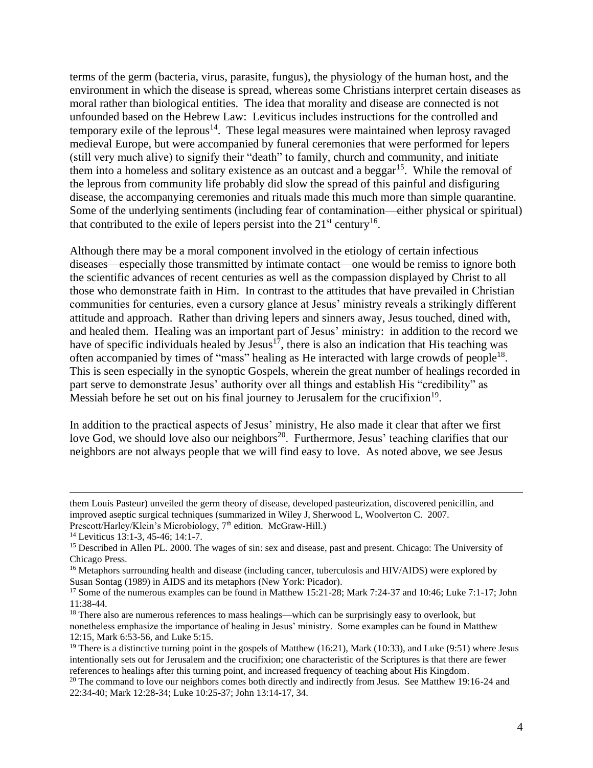terms of the germ (bacteria, virus, parasite, fungus), the physiology of the human host, and the environment in which the disease is spread, whereas some Christians interpret certain diseases as moral rather than biological entities. The idea that morality and disease are connected is not unfounded based on the Hebrew Law: Leviticus includes instructions for the controlled and temporary exile of the leprous[14]. These legal measures were maintained when leprosy ravaged medieval Europe, but were accompanied by funeral ceremonies that were performed for lepers (still very much alive) to signify their "death" to family, church and community, and initiate them into a homeless and solitary existence as an outcast and a beggar[15]. While the removal of the leprous from community life probably did slow the spread of this painful and disfiguring disease, the accompanying ceremonies and rituals made this much more than simple quarantine. Some of the underlying sentiments (including fear of contamination—either physical or spiritual) that contributed to the exile of lepers persist into the 21st century[16].

Although there may be a moral component involved in the etiology of certain infectious diseases—especially those transmitted by intimate contact—one would be remiss to ignore both the scientific advances of recent centuries as well as the compassion displayed by Christ to all those who demonstrate faith in Him. In contrast to the attitudes that have prevailed in Christian communities for centuries, even a cursory glance at Jesus' ministry reveals a strikingly different attitude and approach. Rather than driving lepers and sinners away, Jesus touched, dined with, and healed them. Healing was an important part of Jesus' ministry: in addition to the record we have of specific individuals healed by Jesus[17], there is also an indication that His teaching was often accompanied by times of "mass" healing as He interacted with large crowds of people[18]. This is seen especially in the synoptic Gospels, wherein the great number of healings recorded in part serve to demonstrate Jesus' authority over all things and establish His "credibility" as Messiah before he set out on his final journey to Jerusalem for the crucifixion[19].

In addition to the practical aspects of Jesus' ministry, He also made it clear that after we first love God, we should love also our neighbors[20]. Furthermore, Jesus' teaching clarifies that our neighbors are not always people that we will find easy to love. As noted above, we see Jesus

---

them Louis Pasteur) unveiled the germ theory of disease, developed pasteurization, discovered penicillin, and improved aseptic surgical techniques (summarized in Wiley J, Sherwood L, Woolverton C. 2007. Prescott/Harley/Klein's Microbiology, 7th edition. McGraw-Hill.)

[14] Leviticus 13:1-3, 45-46; 14:1-7.

[15] Described in Allen PL. 2000. The wages of sin: sex and disease, past and present. Chicago: The University of Chicago Press.

[16] Metaphors surrounding health and disease (including cancer, tuberculosis and HIV/AIDS) were explored by Susan Sontag (1989) in AIDS and its metaphors (New York: Picador).

[17] Some of the numerous examples can be found in Matthew 15:21-28; Mark 7:24-37 and 10:46; Luke 7:1-17; John 11:38-44.

[18] There also are numerous references to mass healings—which can be surprisingly easy to overlook, but nonetheless emphasize the importance of healing in Jesus' ministry. Some examples can be found in Matthew 12:15, Mark 6:53-56, and Luke 5:15.

[19] There is a distinctive turning point in the gospels of Matthew (16:21), Mark (10:33), and Luke (9:51) where Jesus intentionally sets out for Jerusalem and the crucifixion; one characteristic of the Scriptures is that there are fewer references to healings after this turning point, and increased frequency of teaching about His Kingdom.

[20] The command to love our neighbors comes both directly and indirectly from Jesus. See Matthew 19:16-24 and 22:34-40; Mark 12:28-34; Luke 10:25-37; John 13:14-17, 34.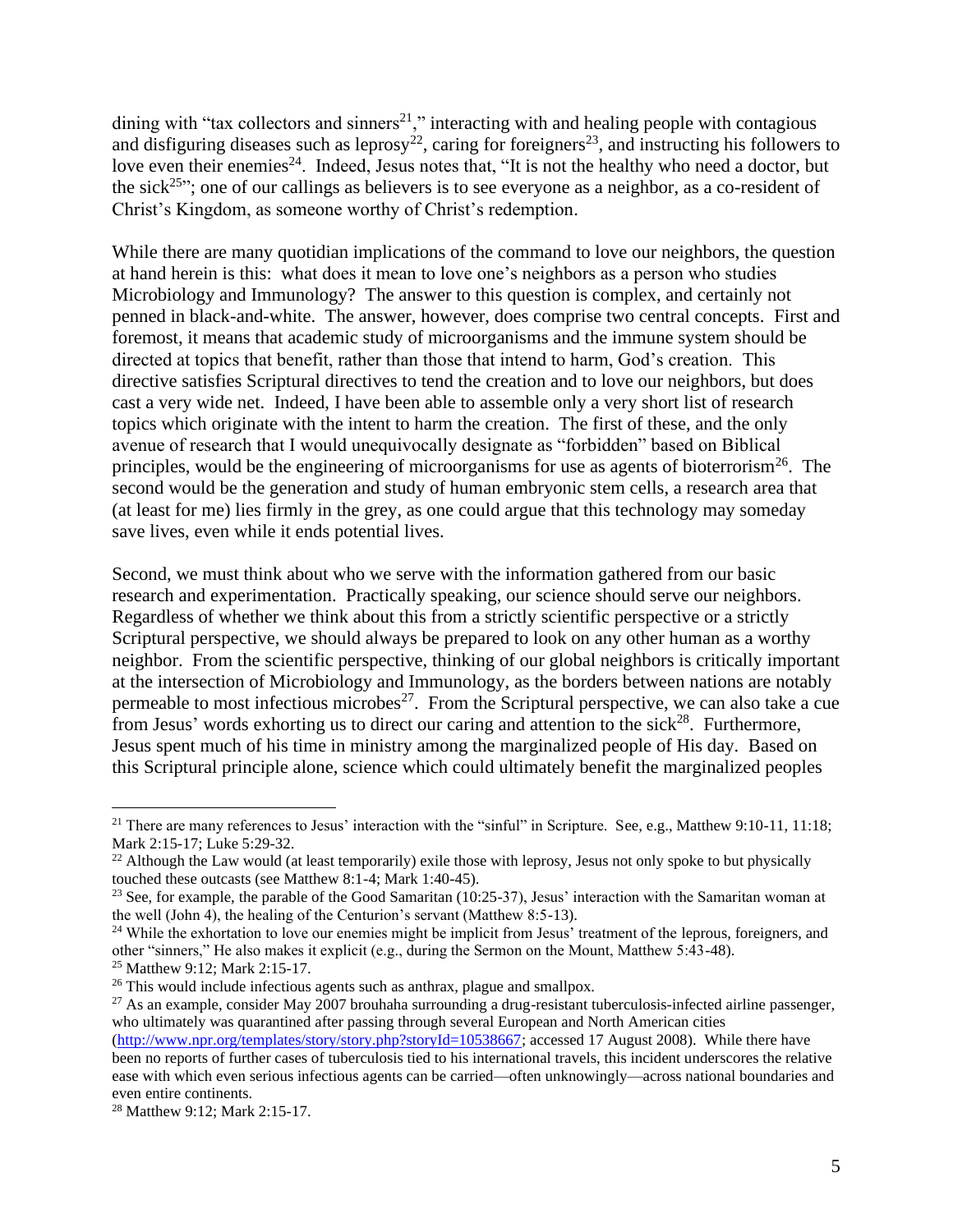dining with "tax collectors and sinners[21]," interacting with and healing people with contagious and disfiguring diseases such as leprosy[22], caring for foreigners[23], and instructing his followers to love even their enemies[24]. Indeed, Jesus notes that, "It is not the healthy who need a doctor, but the sick[25]"; one of our callings as believers is to see everyone as a neighbor, as a co-resident of Christ's Kingdom, as someone worthy of Christ's redemption.

While there are many quotidian implications of the command to love our neighbors, the question at hand herein is this: what does it mean to love one's neighbors as a person who studies Microbiology and Immunology? The answer to this question is complex, and certainly not penned in black-and-white. The answer, however, does comprise two central concepts. First and foremost, it means that academic study of microorganisms and the immune system should be directed at topics that benefit, rather than those that intend to harm, God's creation. This directive satisfies Scriptural directives to tend the creation and to love our neighbors, but does cast a very wide net. Indeed, I have been able to assemble only a very short list of research topics which originate with the intent to harm the creation. The first of these, and the only avenue of research that I would unequivocally designate as "forbidden" based on Biblical principles, would be the engineering of microorganisms for use as agents of bioterrorism[26]. The second would be the generation and study of human embryonic stem cells, a research area that (at least for me) lies firmly in the grey, as one could argue that this technology may someday save lives, even while it ends potential lives.

Second, we must think about who we serve with the information gathered from our basic research and experimentation. Practically speaking, our science should serve our neighbors. Regardless of whether we think about this from a strictly scientific perspective or a strictly Scriptural perspective, we should always be prepared to look on any other human as a worthy neighbor. From the scientific perspective, thinking of our global neighbors is critically important at the intersection of Microbiology and Immunology, as the borders between nations are notably permeable to most infectious microbes[27]. From the Scriptural perspective, we can also take a cue from Jesus' words exhorting us to direct our caring and attention to the sick[28]. Furthermore, Jesus spent much of his time in ministry among the marginalized people of His day. Based on this Scriptural principle alone, science which could ultimately benefit the marginalized peoples

---

[21] There are many references to Jesus' interaction with the "sinful" in Scripture. See, e.g., Matthew 9:10-11, 11:18; Mark 2:15-17; Luke 5:29-32.

[22] Although the Law would (at least temporarily) exile those with leprosy, Jesus not only spoke to but physically touched these outcasts (see Matthew 8:1-4; Mark 1:40-45).

[23] See, for example, the parable of the Good Samaritan (10:25-37), Jesus' interaction with the Samaritan woman at the well (John 4), the healing of the Centurion's servant (Matthew 8:5-13).

[24] While the exhortation to love our enemies might be implicit from Jesus' treatment of the leprous, foreigners, and other "sinners," He also makes it explicit (e.g., during the Sermon on the Mount, Matthew 5:43-48).

[25] Matthew 9:12; Mark 2:15-17.

[26] This would include infectious agents such as anthrax, plague and smallpox.

[27] As an example, consider May 2007 brouhaha surrounding a drug-resistant tuberculosis-infected airline passenger, who ultimately was quarantined after passing through several European and North American cities (http://www.npr.org/templates/story/story.php?storyId=10538667; accessed 17 August 2008). While there have been no reports of further cases of tuberculosis tied to his international travels, this incident underscores the relative ease with which even serious infectious agents can be carried—often unknowingly—across national boundaries and even entire continents.

[28] Matthew 9:12; Mark 2:15-17.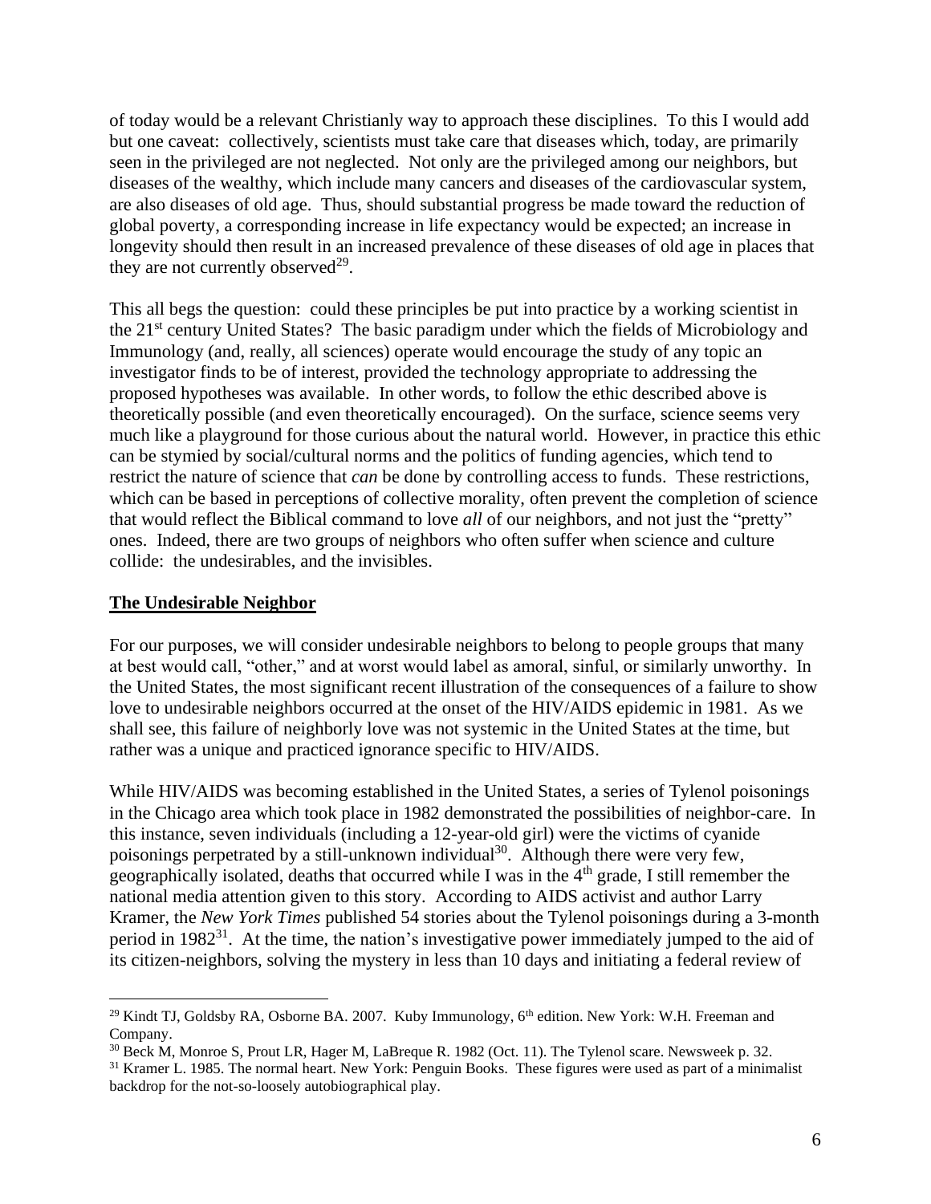of today would be a relevant Christianly way to approach these disciplines. To this I would add but one caveat: collectively, scientists must take care that diseases which, today, are primarily seen in the privileged are not neglected. Not only are the privileged among our neighbors, but diseases of the wealthy, which include many cancers and diseases of the cardiovascular system, are also diseases of old age. Thus, should substantial progress be made toward the reduction of global poverty, a corresponding increase in life expectancy would be expected; an increase in longevity should then result in an increased prevalence of these diseases of old age in places that they are not currently observed[29].

This all begs the question: could these principles be put into practice by a working scientist in the 21st century United States? The basic paradigm under which the fields of Microbiology and Immunology (and, really, all sciences) operate would encourage the study of any topic an investigator finds to be of interest, provided the technology appropriate to addressing the proposed hypotheses was available. In other words, to follow the ethic described above is theoretically possible (and even theoretically encouraged). On the surface, science seems very much like a playground for those curious about the natural world. However, in practice this ethic can be stymied by social/cultural norms and the politics of funding agencies, which tend to restrict the nature of science that *can* be done by controlling access to funds. These restrictions, which can be based in perceptions of collective morality, often prevent the completion of science that would reflect the Biblical command to love *all* of our neighbors, and not just the "pretty" ones. Indeed, there are two groups of neighbors who often suffer when science and culture collide: the undesirables, and the invisibles.

## The Undesirable Neighbor

For our purposes, we will consider undesirable neighbors to belong to people groups that many at best would call, "other," and at worst would label as amoral, sinful, or similarly unworthy. In the United States, the most significant recent illustration of the consequences of a failure to show love to undesirable neighbors occurred at the onset of the HIV/AIDS epidemic in 1981. As we shall see, this failure of neighborly love was not systemic in the United States at the time, but rather was a unique and practiced ignorance specific to HIV/AIDS.

While HIV/AIDS was becoming established in the United States, a series of Tylenol poisonings in the Chicago area which took place in 1982 demonstrated the possibilities of neighbor-care. In this instance, seven individuals (including a 12-year-old girl) were the victims of cyanide poisonings perpetrated by a still-unknown individual[30]. Although there were very few, geographically isolated, deaths that occurred while I was in the 4th grade, I still remember the national media attention given to this story. According to AIDS activist and author Larry Kramer, the *New York Times* published 54 stories about the Tylenol poisonings during a 3-month period in 1982[31]. At the time, the nation's investigative power immediately jumped to the aid of its citizen-neighbors, solving the mystery in less than 10 days and initiating a federal review of

---

[29] Kindt TJ, Goldsby RA, Osborne BA. 2007. Kuby Immunology, 6th edition. New York: W.H. Freeman and Company.

[30] Beck M, Monroe S, Prout LR, Hager M, LaBreque R. 1982 (Oct. 11). The Tylenol scare. Newsweek p. 32.

[31] Kramer L. 1985. The normal heart. New York: Penguin Books. These figures were used as part of a minimalist backdrop for the not-so-loosely autobiographical play.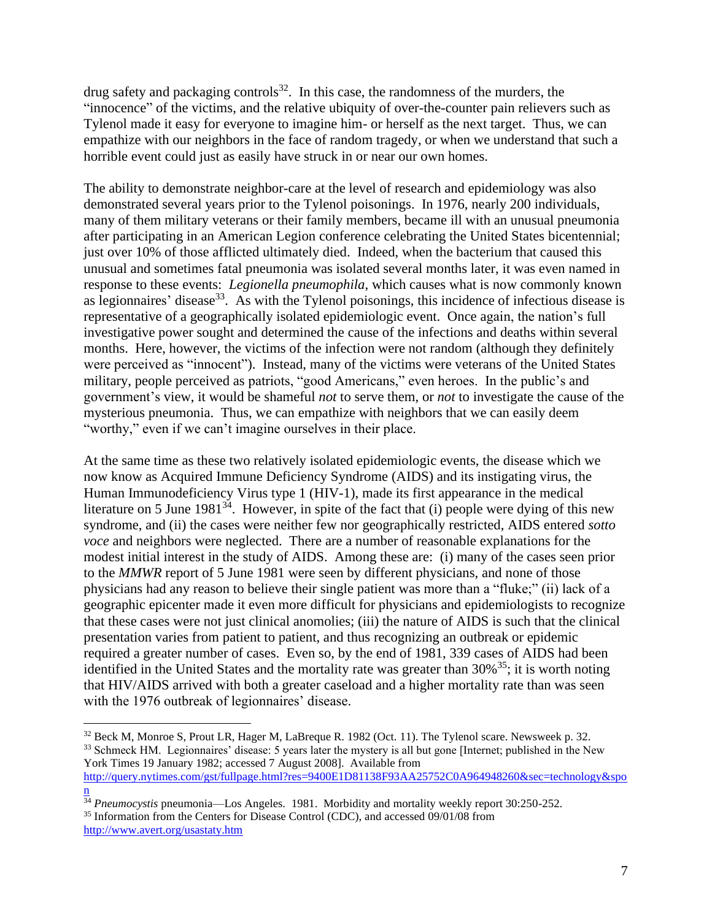drug safety and packaging controls[32]. In this case, the randomness of the murders, the "innocence" of the victims, and the relative ubiquity of over-the-counter pain relievers such as Tylenol made it easy for everyone to imagine him- or herself as the next target. Thus, we can empathize with our neighbors in the face of random tragedy, or when we understand that such a horrible event could just as easily have struck in or near our own homes.

The ability to demonstrate neighbor-care at the level of research and epidemiology was also demonstrated several years prior to the Tylenol poisonings. In 1976, nearly 200 individuals, many of them military veterans or their family members, became ill with an unusual pneumonia after participating in an American Legion conference celebrating the United States bicentennial; just over 10% of those afflicted ultimately died. Indeed, when the bacterium that caused this unusual and sometimes fatal pneumonia was isolated several months later, it was even named in response to these events: *Legionella pneumophila*, which causes what is now commonly known as legionnaires' disease[33]. As with the Tylenol poisonings, this incidence of infectious disease is representative of a geographically isolated epidemiologic event. Once again, the nation's full investigative power sought and determined the cause of the infections and deaths within several months. Here, however, the victims of the infection were not random (although they definitely were perceived as "innocent"). Instead, many of the victims were veterans of the United States military, people perceived as patriots, "good Americans," even heroes. In the public's and government's view, it would be shameful *not* to serve them, or *not* to investigate the cause of the mysterious pneumonia. Thus, we can empathize with neighbors that we can easily deem "worthy," even if we can't imagine ourselves in their place.

At the same time as these two relatively isolated epidemiologic events, the disease which we now know as Acquired Immune Deficiency Syndrome (AIDS) and its instigating virus, the Human Immunodeficiency Virus type 1 (HIV-1), made its first appearance in the medical literature on 5 June 1981[34]. However, in spite of the fact that (i) people were dying of this new syndrome, and (ii) the cases were neither few nor geographically restricted, AIDS entered *sotto voce* and neighbors were neglected. There are a number of reasonable explanations for the modest initial interest in the study of AIDS. Among these are: (i) many of the cases seen prior to the *MMWR* report of 5 June 1981 were seen by different physicians, and none of those physicians had any reason to believe their single patient was more than a "fluke;" (ii) lack of a geographic epicenter made it even more difficult for physicians and epidemiologists to recognize that these cases were not just clinical anomolies; (iii) the nature of AIDS is such that the clinical presentation varies from patient to patient, and thus recognizing an outbreak or epidemic required a greater number of cases. Even so, by the end of 1981, 339 cases of AIDS had been identified in the United States and the mortality rate was greater than 30%[35]; it is worth noting that HIV/AIDS arrived with both a greater caseload and a higher mortality rate than was seen with the 1976 outbreak of legionnaires' disease.

---

[32] Beck M, Monroe S, Prout LR, Hager M, LaBreque R. 1982 (Oct. 11). The Tylenol scare. Newsweek p. 32.

[33] Schmeck HM. Legionnaires' disease: 5 years later the mystery is all but gone [Internet; published in the New York Times 19 January 1982; accessed 7 August 2008]. Available from http://query.nytimes.com/gst/fullpage.html?res=9400E1D81138F93AA25752C0A964948260&sec=technology&spon

[34] *Pneumocystis* pneumonia—Los Angeles. 1981. Morbidity and mortality weekly report 30:250-252.

[35] Information from the Centers for Disease Control (CDC), and accessed 09/01/08 from http://www.avert.org/usastaty.htm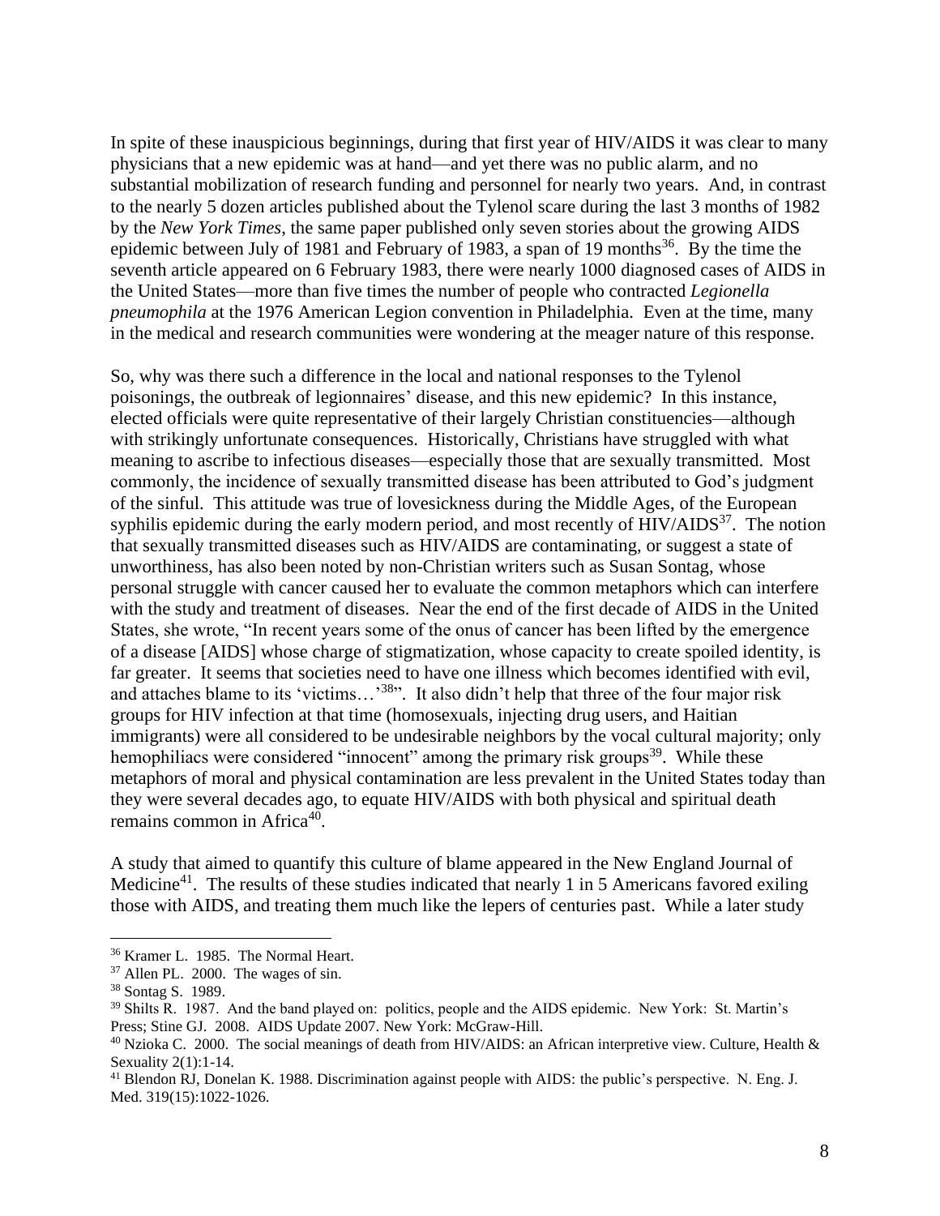In spite of these inauspicious beginnings, during that first year of HIV/AIDS it was clear to many physicians that a new epidemic was at hand—and yet there was no public alarm, and no substantial mobilization of research funding and personnel for nearly two years. And, in contrast to the nearly 5 dozen articles published about the Tylenol scare during the last 3 months of 1982 by the *New York Times*, the same paper published only seven stories about the growing AIDS epidemic between July of 1981 and February of 1983, a span of 19 months[36]. By the time the seventh article appeared on 6 February 1983, there were nearly 1000 diagnosed cases of AIDS in the United States—more than five times the number of people who contracted *Legionella pneumophila* at the 1976 American Legion convention in Philadelphia. Even at the time, many in the medical and research communities were wondering at the meager nature of this response.

So, why was there such a difference in the local and national responses to the Tylenol poisonings, the outbreak of legionnaires' disease, and this new epidemic? In this instance, elected officials were quite representative of their largely Christian constituencies—although with strikingly unfortunate consequences. Historically, Christians have struggled with what meaning to ascribe to infectious diseases—especially those that are sexually transmitted. Most commonly, the incidence of sexually transmitted disease has been attributed to God's judgment of the sinful. This attitude was true of lovesickness during the Middle Ages, of the European syphilis epidemic during the early modern period, and most recently of HIV/AIDS[37]. The notion that sexually transmitted diseases such as HIV/AIDS are contaminating, or suggest a state of unworthiness, has also been noted by non-Christian writers such as Susan Sontag, whose personal struggle with cancer caused her to evaluate the common metaphors which can interfere with the study and treatment of diseases. Near the end of the first decade of AIDS in the United States, she wrote, "In recent years some of the onus of cancer has been lifted by the emergence of a disease [AIDS] whose charge of stigmatization, whose capacity to create spoiled identity, is far greater. It seems that societies need to have one illness which becomes identified with evil, and attaches blame to its 'victims…'[38]". It also didn't help that three of the four major risk groups for HIV infection at that time (homosexuals, injecting drug users, and Haitian immigrants) were all considered to be undesirable neighbors by the vocal cultural majority; only hemophiliacs were considered "innocent" among the primary risk groups[39]. While these metaphors of moral and physical contamination are less prevalent in the United States today than they were several decades ago, to equate HIV/AIDS with both physical and spiritual death remains common in Africa[40].

A study that aimed to quantify this culture of blame appeared in the New England Journal of Medicine[41]. The results of these studies indicated that nearly 1 in 5 Americans favored exiling those with AIDS, and treating them much like the lepers of centuries past. While a later study

---

[36] Kramer L. 1985. The Normal Heart.

[37] Allen PL. 2000. The wages of sin.

[38] Sontag S. 1989.

[39] Shilts R. 1987. And the band played on: politics, people and the AIDS epidemic. New York: St. Martin's Press; Stine GJ. 2008. AIDS Update 2007. New York: McGraw-Hill.

[40] Nzioka C. 2000. The social meanings of death from HIV/AIDS: an African interpretive view. Culture, Health & Sexuality 2(1):1-14.

[41] Blendon RJ, Donelan K. 1988. Discrimination against people with AIDS: the public's perspective. N. Eng. J. Med. 319(15):1022-1026.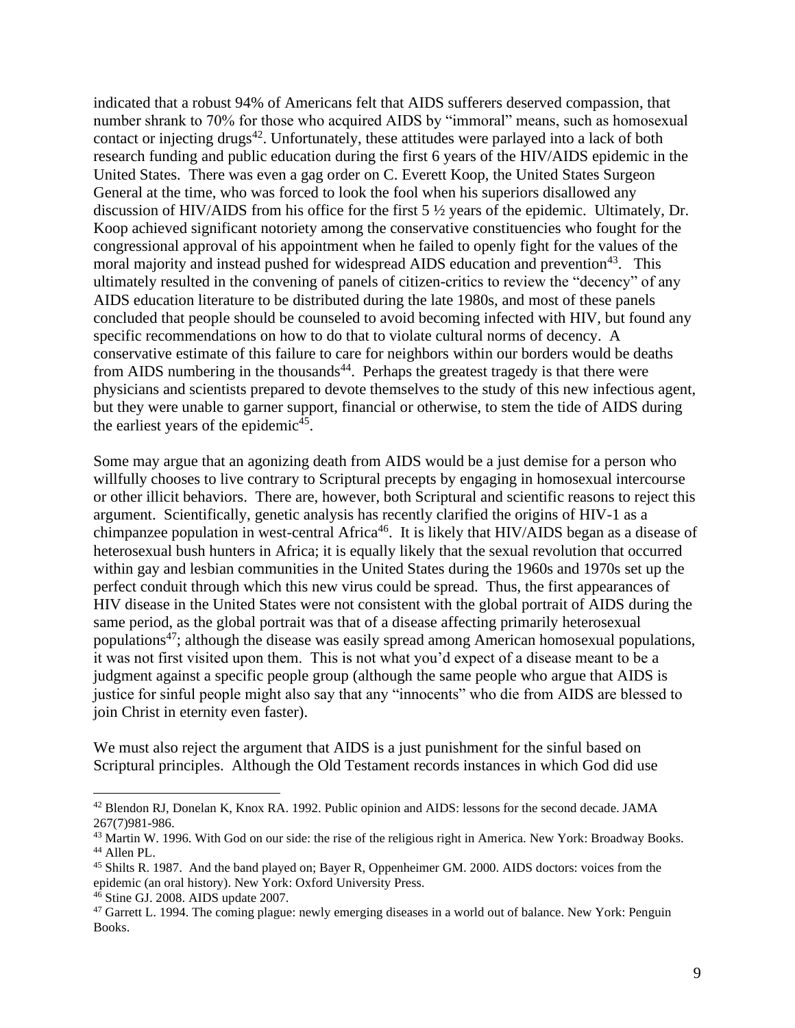indicated that a robust 94% of Americans felt that AIDS sufferers deserved compassion, that number shrank to 70% for those who acquired AIDS by "immoral" means, such as homosexual contact or injecting drugs[42]. Unfortunately, these attitudes were parlayed into a lack of both research funding and public education during the first 6 years of the HIV/AIDS epidemic in the United States. There was even a gag order on C. Everett Koop, the United States Surgeon General at the time, who was forced to look the fool when his superiors disallowed any discussion of HIV/AIDS from his office for the first 5 ½ years of the epidemic. Ultimately, Dr. Koop achieved significant notoriety among the conservative constituencies who fought for the congressional approval of his appointment when he failed to openly fight for the values of the moral majority and instead pushed for widespread AIDS education and prevention[43]. This ultimately resulted in the convening of panels of citizen-critics to review the "decency" of any AIDS education literature to be distributed during the late 1980s, and most of these panels concluded that people should be counseled to avoid becoming infected with HIV, but found any specific recommendations on how to do that to violate cultural norms of decency. A conservative estimate of this failure to care for neighbors within our borders would be deaths from AIDS numbering in the thousands[44]. Perhaps the greatest tragedy is that there were physicians and scientists prepared to devote themselves to the study of this new infectious agent, but they were unable to garner support, financial or otherwise, to stem the tide of AIDS during the earliest years of the epidemic[45].

Some may argue that an agonizing death from AIDS would be a just demise for a person who willfully chooses to live contrary to Scriptural precepts by engaging in homosexual intercourse or other illicit behaviors. There are, however, both Scriptural and scientific reasons to reject this argument. Scientifically, genetic analysis has recently clarified the origins of HIV-1 as a chimpanzee population in west-central Africa[46]. It is likely that HIV/AIDS began as a disease of heterosexual bush hunters in Africa; it is equally likely that the sexual revolution that occurred within gay and lesbian communities in the United States during the 1960s and 1970s set up the perfect conduit through which this new virus could be spread. Thus, the first appearances of HIV disease in the United States were not consistent with the global portrait of AIDS during the same period, as the global portrait was that of a disease affecting primarily heterosexual populations[47]; although the disease was easily spread among American homosexual populations, it was not first visited upon them. This is not what you'd expect of a disease meant to be a judgment against a specific people group (although the same people who argue that AIDS is justice for sinful people might also say that any "innocents" who die from AIDS are blessed to join Christ in eternity even faster).

We must also reject the argument that AIDS is a just punishment for the sinful based on Scriptural principles. Although the Old Testament records instances in which God did use

---

[42] Blendon RJ, Donelan K, Knox RA. 1992. Public opinion and AIDS: lessons for the second decade. JAMA 267(7)981-986.

[43] Martin W. 1996. With God on our side: the rise of the religious right in America. New York: Broadway Books.

[44] Allen PL.

[45] Shilts R. 1987. And the band played on; Bayer R, Oppenheimer GM. 2000. AIDS doctors: voices from the epidemic (an oral history). New York: Oxford University Press.

[46] Stine GJ. 2008. AIDS update 2007.

[47] Garrett L. 1994. The coming plague: newly emerging diseases in a world out of balance. New York: Penguin Books.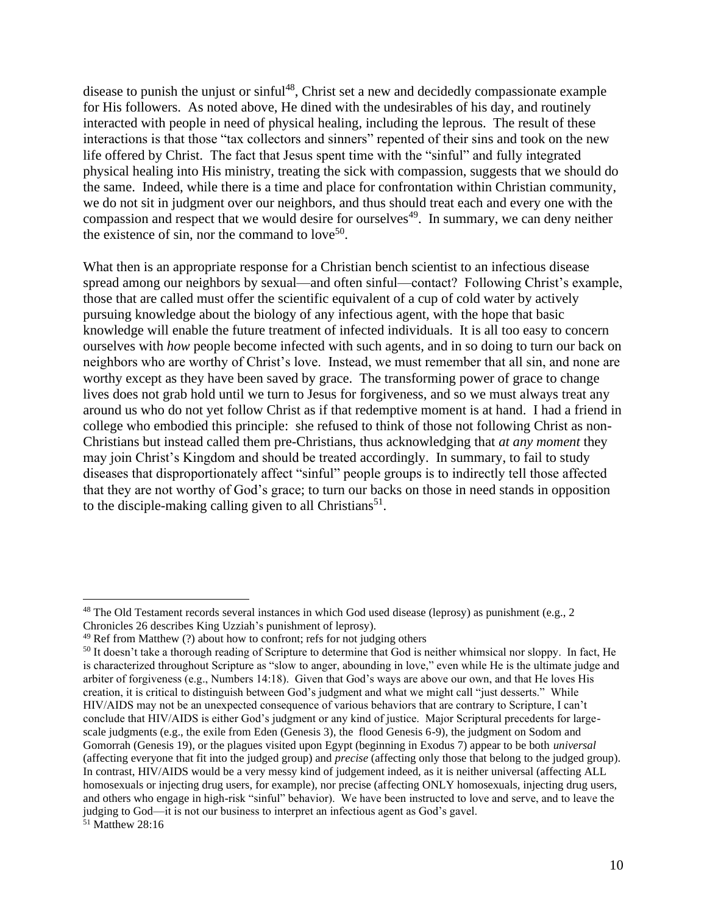disease to punish the unjust or sinful[48], Christ set a new and decidedly compassionate example for His followers. As noted above, He dined with the undesirables of his day, and routinely interacted with people in need of physical healing, including the leprous. The result of these interactions is that those "tax collectors and sinners" repented of their sins and took on the new life offered by Christ. The fact that Jesus spent time with the "sinful" and fully integrated physical healing into His ministry, treating the sick with compassion, suggests that we should do the same. Indeed, while there is a time and place for confrontation within Christian community, we do not sit in judgment over our neighbors, and thus should treat each and every one with the compassion and respect that we would desire for ourselves[49]. In summary, we can deny neither the existence of sin, nor the command to love[50].

What then is an appropriate response for a Christian bench scientist to an infectious disease spread among our neighbors by sexual—and often sinful—contact? Following Christ's example, those that are called must offer the scientific equivalent of a cup of cold water by actively pursuing knowledge about the biology of any infectious agent, with the hope that basic knowledge will enable the future treatment of infected individuals. It is all too easy to concern ourselves with *how* people become infected with such agents, and in so doing to turn our back on neighbors who are worthy of Christ's love. Instead, we must remember that all sin, and none are worthy except as they have been saved by grace. The transforming power of grace to change lives does not grab hold until we turn to Jesus for forgiveness, and so we must always treat any around us who do not yet follow Christ as if that redemptive moment is at hand. I had a friend in college who embodied this principle: she refused to think of those not following Christ as non-Christians but instead called them pre-Christians, thus acknowledging that *at any moment* they may join Christ's Kingdom and should be treated accordingly. In summary, to fail to study diseases that disproportionately affect "sinful" people groups is to indirectly tell those affected that they are not worthy of God's grace; to turn our backs on those in need stands in opposition to the disciple-making calling given to all Christians[51].

---

[48] The Old Testament records several instances in which God used disease (leprosy) as punishment (e.g., 2 Chronicles 26 describes King Uzziah's punishment of leprosy).

[49] Ref from Matthew (?) about how to confront; refs for not judging others

[50] It doesn't take a thorough reading of Scripture to determine that God is neither whimsical nor sloppy. In fact, He is characterized throughout Scripture as "slow to anger, abounding in love," even while He is the ultimate judge and arbiter of forgiveness (e.g., Numbers 14:18). Given that God's ways are above our own, and that He loves His creation, it is critical to distinguish between God's judgment and what we might call "just desserts." While HIV/AIDS may not be an unexpected consequence of various behaviors that are contrary to Scripture, I can't conclude that HIV/AIDS is either God's judgment or any kind of justice. Major Scriptural precedents for large-scale judgments (e.g., the exile from Eden (Genesis 3), the flood Genesis 6-9), the judgment on Sodom and Gomorrah (Genesis 19), or the plagues visited upon Egypt (beginning in Exodus 7) appear to be both *universal* (affecting everyone that fit into the judged group) and *precise* (affecting only those that belong to the judged group). In contrast, HIV/AIDS would be a very messy kind of judgement indeed, as it is neither universal (affecting ALL homosexuals or injecting drug users, for example), nor precise (affecting ONLY homosexuals, injecting drug users, and others who engage in high-risk "sinful" behavior). We have been instructed to love and serve, and to leave the judging to God—it is not our business to interpret an infectious agent as God's gavel.

[51] Matthew 28:16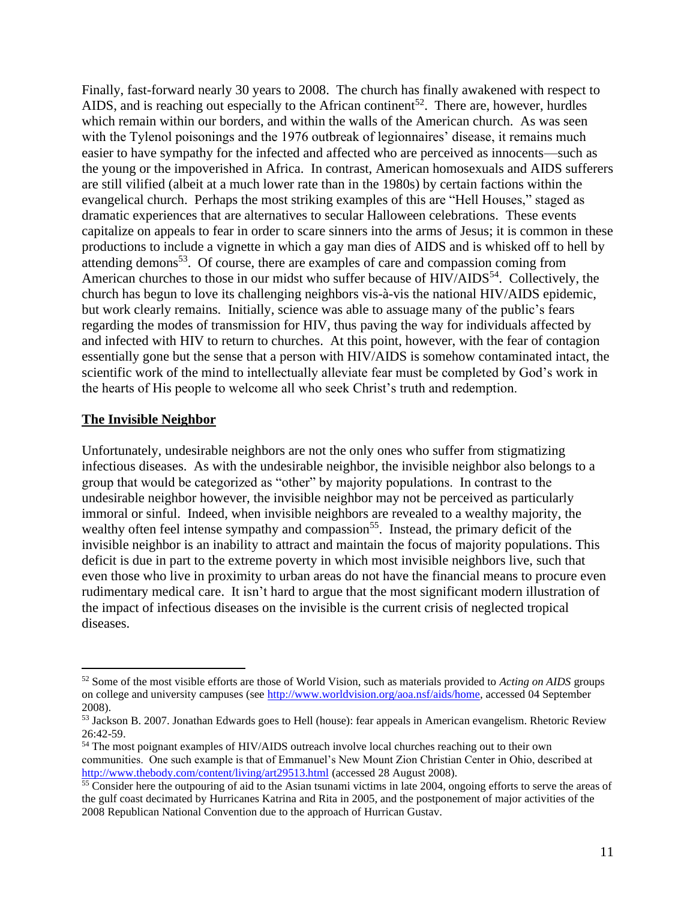Finally, fast-forward nearly 30 years to 2008. The church has finally awakened with respect to AIDS, and is reaching out especially to the African continent[52]. There are, however, hurdles which remain within our borders, and within the walls of the American church. As was seen with the Tylenol poisonings and the 1976 outbreak of legionnaires' disease, it remains much easier to have sympathy for the infected and affected who are perceived as innocents—such as the young or the impoverished in Africa. In contrast, American homosexuals and AIDS sufferers are still vilified (albeit at a much lower rate than in the 1980s) by certain factions within the evangelical church. Perhaps the most striking examples of this are "Hell Houses," staged as dramatic experiences that are alternatives to secular Halloween celebrations. These events capitalize on appeals to fear in order to scare sinners into the arms of Jesus; it is common in these productions to include a vignette in which a gay man dies of AIDS and is whisked off to hell by attending demons[53]. Of course, there are examples of care and compassion coming from American churches to those in our midst who suffer because of HIV/AIDS[54]. Collectively, the church has begun to love its challenging neighbors vis-à-vis the national HIV/AIDS epidemic, but work clearly remains. Initially, science was able to assuage many of the public's fears regarding the modes of transmission for HIV, thus paving the way for individuals affected by and infected with HIV to return to churches. At this point, however, with the fear of contagion essentially gone but the sense that a person with HIV/AIDS is somehow contaminated intact, the scientific work of the mind to intellectually alleviate fear must be completed by God's work in the hearts of His people to welcome all who seek Christ's truth and redemption.

## The Invisible Neighbor

Unfortunately, undesirable neighbors are not the only ones who suffer from stigmatizing infectious diseases. As with the undesirable neighbor, the invisible neighbor also belongs to a group that would be categorized as "other" by majority populations. In contrast to the undesirable neighbor however, the invisible neighbor may not be perceived as particularly immoral or sinful. Indeed, when invisible neighbors are revealed to a wealthy majority, the wealthy often feel intense sympathy and compassion[55]. Instead, the primary deficit of the invisible neighbor is an inability to attract and maintain the focus of majority populations. This deficit is due in part to the extreme poverty in which most invisible neighbors live, such that even those who live in proximity to urban areas do not have the financial means to procure even rudimentary medical care. It isn't hard to argue that the most significant modern illustration of the impact of infectious diseases on the invisible is the current crisis of neglected tropical diseases.

---

[52] Some of the most visible efforts are those of World Vision, such as materials provided to *Acting on AIDS* groups on college and university campuses (see http://www.worldvision.org/aoa.nsf/aids/home, accessed 04 September 2008).

[53] Jackson B. 2007. Jonathan Edwards goes to Hell (house): fear appeals in American evangelism. Rhetoric Review 26:42-59.

[54] The most poignant examples of HIV/AIDS outreach involve local churches reaching out to their own communities. One such example is that of Emmanuel's New Mount Zion Christian Center in Ohio, described at http://www.thebody.com/content/living/art29513.html (accessed 28 August 2008).

[55] Consider here the outpouring of aid to the Asian tsunami victims in late 2004, ongoing efforts to serve the areas of the gulf coast decimated by Hurricanes Katrina and Rita in 2005, and the postponement of major activities of the 2008 Republican National Convention due to the approach of Hurrican Gustav.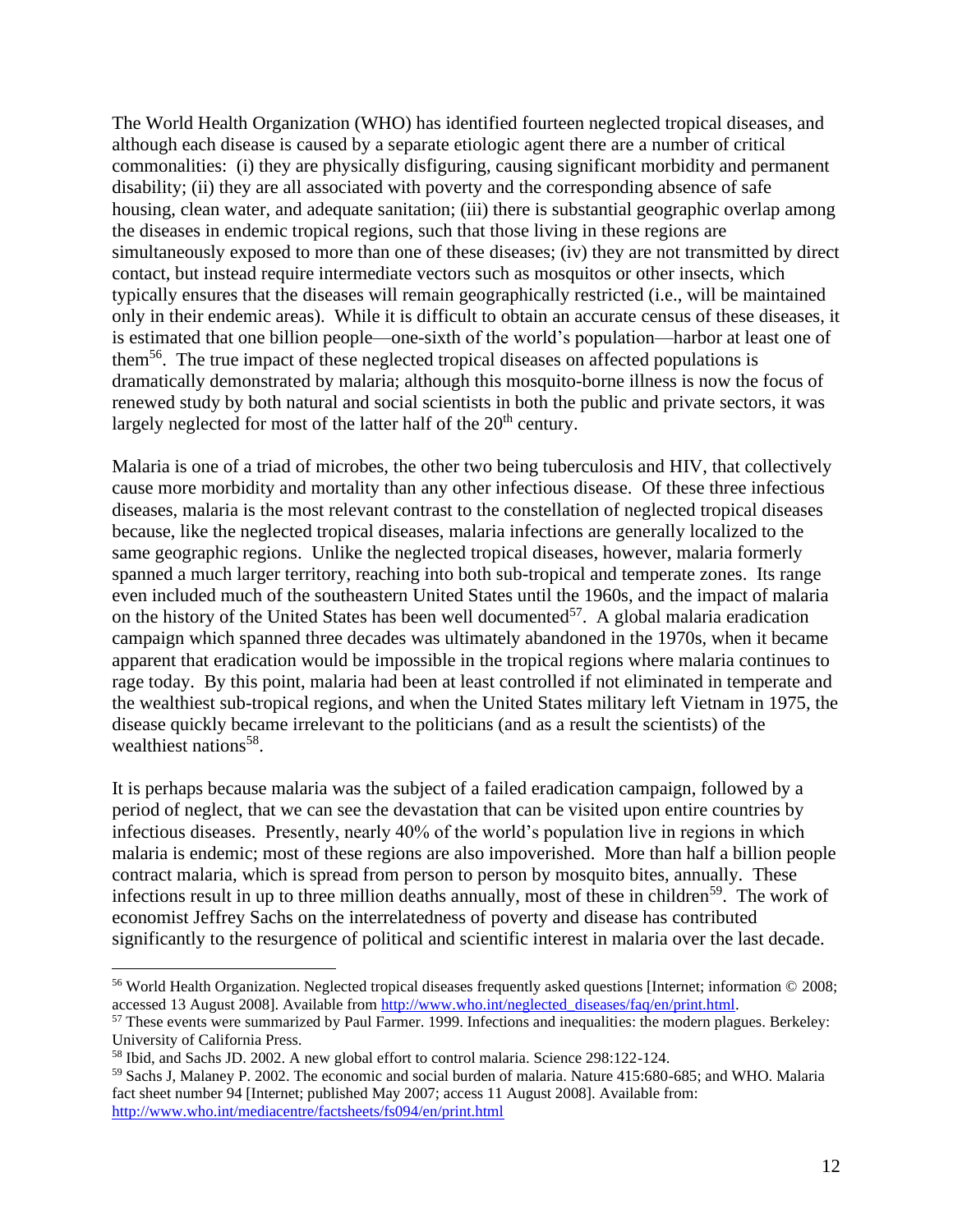The World Health Organization (WHO) has identified fourteen neglected tropical diseases, and although each disease is caused by a separate etiologic agent there are a number of critical commonalities: (i) they are physically disfiguring, causing significant morbidity and permanent disability; (ii) they are all associated with poverty and the corresponding absence of safe housing, clean water, and adequate sanitation; (iii) there is substantial geographic overlap among the diseases in endemic tropical regions, such that those living in these regions are simultaneously exposed to more than one of these diseases; (iv) they are not transmitted by direct contact, but instead require intermediate vectors such as mosquitos or other insects, which typically ensures that the diseases will remain geographically restricted (i.e., will be maintained only in their endemic areas). While it is difficult to obtain an accurate census of these diseases, it is estimated that one billion people—one-sixth of the world's population—harbor at least one of them[56]. The true impact of these neglected tropical diseases on affected populations is dramatically demonstrated by malaria; although this mosquito-borne illness is now the focus of renewed study by both natural and social scientists in both the public and private sectors, it was largely neglected for most of the latter half of the 20th century.

Malaria is one of a triad of microbes, the other two being tuberculosis and HIV, that collectively cause more morbidity and mortality than any other infectious disease. Of these three infectious diseases, malaria is the most relevant contrast to the constellation of neglected tropical diseases because, like the neglected tropical diseases, malaria infections are generally localized to the same geographic regions. Unlike the neglected tropical diseases, however, malaria formerly spanned a much larger territory, reaching into both sub-tropical and temperate zones. Its range even included much of the southeastern United States until the 1960s, and the impact of malaria on the history of the United States has been well documented[57]. A global malaria eradication campaign which spanned three decades was ultimately abandoned in the 1970s, when it became apparent that eradication would be impossible in the tropical regions where malaria continues to rage today. By this point, malaria had been at least controlled if not eliminated in temperate and the wealthiest sub-tropical regions, and when the United States military left Vietnam in 1975, the disease quickly became irrelevant to the politicians (and as a result the scientists) of the wealthiest nations[58].

It is perhaps because malaria was the subject of a failed eradication campaign, followed by a period of neglect, that we can see the devastation that can be visited upon entire countries by infectious diseases. Presently, nearly 40% of the world's population live in regions in which malaria is endemic; most of these regions are also impoverished. More than half a billion people contract malaria, which is spread from person to person by mosquito bites, annually. These infections result in up to three million deaths annually, most of these in children[59]. The work of economist Jeffrey Sachs on the interrelatedness of poverty and disease has contributed significantly to the resurgence of political and scientific interest in malaria over the last decade.

---

[56] World Health Organization. Neglected tropical diseases frequently asked questions [Internet; information © 2008; accessed 13 August 2008]. Available from http://www.who.int/neglected_diseases/faq/en/print.html.

[57] These events were summarized by Paul Farmer. 1999. Infections and inequalities: the modern plagues. Berkeley: University of California Press.

[58] Ibid, and Sachs JD. 2002. A new global effort to control malaria. Science 298:122-124.

[59] Sachs J, Malaney P. 2002. The economic and social burden of malaria. Nature 415:680-685; and WHO. Malaria fact sheet number 94 [Internet; published May 2007; access 11 August 2008]. Available from: http://www.who.int/mediacentre/factsheets/fs094/en/print.html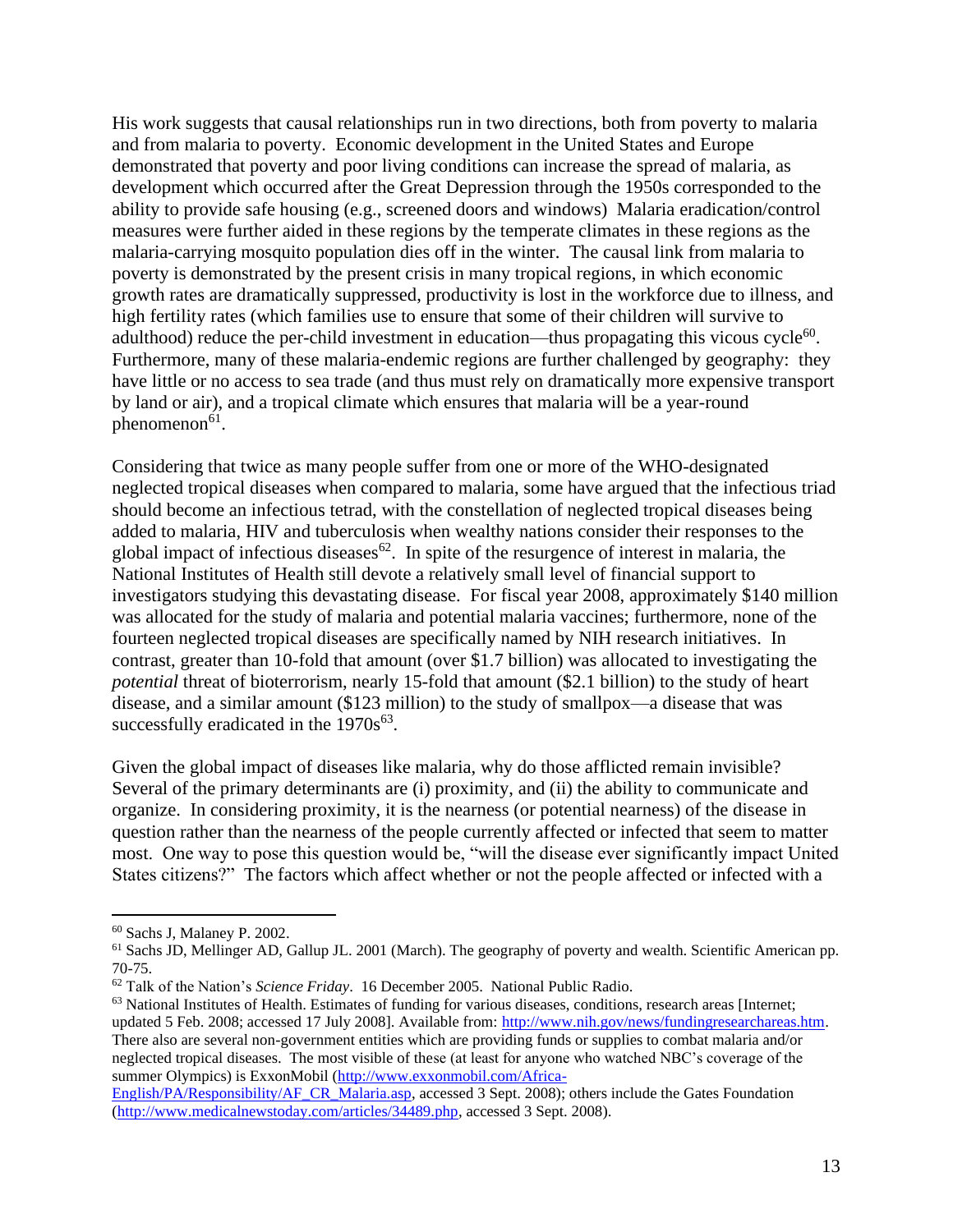His work suggests that causal relationships run in two directions, both from poverty to malaria and from malaria to poverty. Economic development in the United States and Europe demonstrated that poverty and poor living conditions can increase the spread of malaria, as development which occurred after the Great Depression through the 1950s corresponded to the ability to provide safe housing (e.g., screened doors and windows) Malaria eradication/control measures were further aided in these regions by the temperate climates in these regions as the malaria-carrying mosquito population dies off in the winter. The causal link from malaria to poverty is demonstrated by the present crisis in many tropical regions, in which economic growth rates are dramatically suppressed, productivity is lost in the workforce due to illness, and high fertility rates (which families use to ensure that some of their children will survive to adulthood) reduce the per-child investment in education—thus propagating this vicous cycle[60]. Furthermore, many of these malaria-endemic regions are further challenged by geography: they have little or no access to sea trade (and thus must rely on dramatically more expensive transport by land or air), and a tropical climate which ensures that malaria will be a year-round phenomenon[61].

Considering that twice as many people suffer from one or more of the WHO-designated neglected tropical diseases when compared to malaria, some have argued that the infectious triad should become an infectious tetrad, with the constellation of neglected tropical diseases being added to malaria, HIV and tuberculosis when wealthy nations consider their responses to the global impact of infectious diseases[62]. In spite of the resurgence of interest in malaria, the National Institutes of Health still devote a relatively small level of financial support to investigators studying this devastating disease. For fiscal year 2008, approximately $140 million was allocated for the study of malaria and potential malaria vaccines; furthermore, none of the fourteen neglected tropical diseases are specifically named by NIH research initiatives. In contrast, greater than 10-fold that amount (over $1.7 billion) was allocated to investigating the *potential* threat of bioterrorism, nearly 15-fold that amount ($2.1 billion) to the study of heart disease, and a similar amount ($123 million) to the study of smallpox—a disease that was successfully eradicated in the 1970s[63].

Given the global impact of diseases like malaria, why do those afflicted remain invisible? Several of the primary determinants are (i) proximity, and (ii) the ability to communicate and organize. In considering proximity, it is the nearness (or potential nearness) of the disease in question rather than the nearness of the people currently affected or infected that seem to matter most. One way to pose this question would be, "will the disease ever significantly impact United States citizens?" The factors which affect whether or not the people affected or infected with a

---

[60] Sachs J, Malaney P. 2002.

[61] Sachs JD, Mellinger AD, Gallup JL. 2001 (March). The geography of poverty and wealth. Scientific American pp. 70-75.

[62] Talk of the Nation's *Science Friday*. 16 December 2005. National Public Radio.

[63] National Institutes of Health. Estimates of funding for various diseases, conditions, research areas [Internet; updated 5 Feb. 2008; accessed 17 July 2008]. Available from: http://www.nih.gov/news/fundingresearchareas.htm. There also are several non-government entities which are providing funds or supplies to combat malaria and/or neglected tropical diseases. The most visible of these (at least for anyone who watched NBC's coverage of the summer Olympics) is ExxonMobil (http://www.exxonmobil.com/Africa-English/PA/Responsibility/AF_CR_Malaria.asp, accessed 3 Sept. 2008); others include the Gates Foundation (http://www.medicalnewstoday.com/articles/34489.php, accessed 3 Sept. 2008).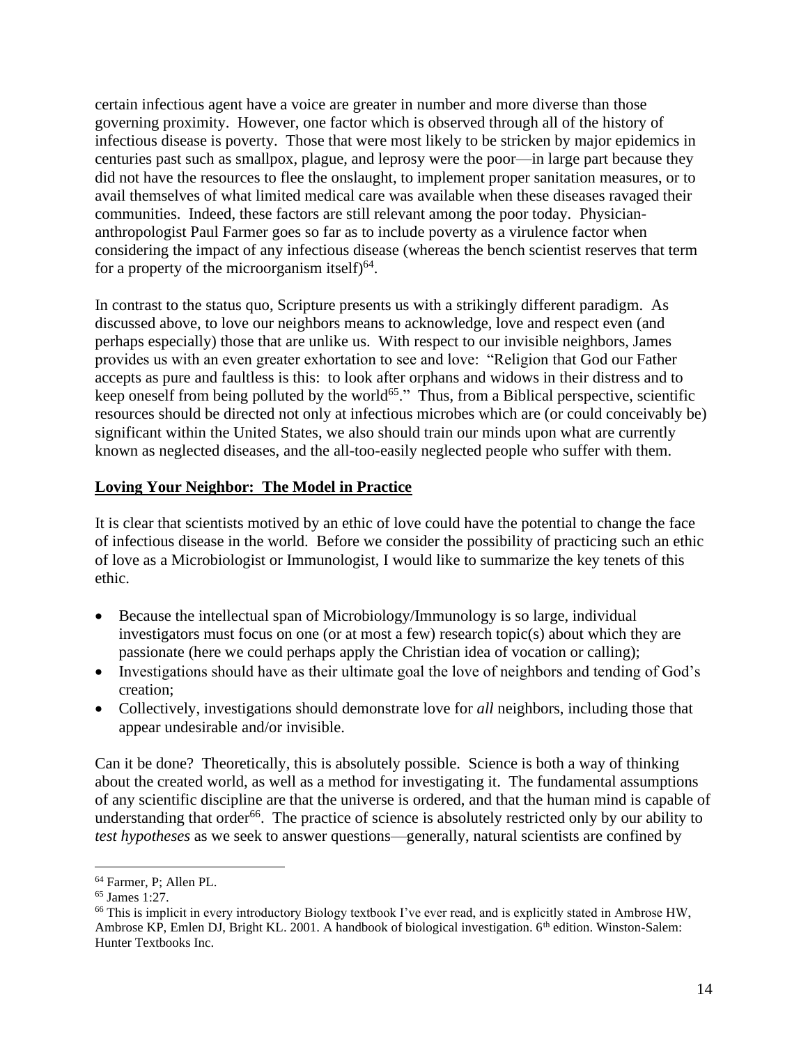certain infectious agent have a voice are greater in number and more diverse than those governing proximity. However, one factor which is observed through all of the history of infectious disease is poverty. Those that were most likely to be stricken by major epidemics in centuries past such as smallpox, plague, and leprosy were the poor—in large part because they did not have the resources to flee the onslaught, to implement proper sanitation measures, or to avail themselves of what limited medical care was available when these diseases ravaged their communities. Indeed, these factors are still relevant among the poor today. Physician-anthropologist Paul Farmer goes so far as to include poverty as a virulence factor when considering the impact of any infectious disease (whereas the bench scientist reserves that term for a property of the microorganism itself)[64].

In contrast to the status quo, Scripture presents us with a strikingly different paradigm. As discussed above, to love our neighbors means to acknowledge, love and respect even (and perhaps especially) those that are unlike us. With respect to our invisible neighbors, James provides us with an even greater exhortation to see and love: "Religion that God our Father accepts as pure and faultless is this: to look after orphans and widows in their distress and to keep oneself from being polluted by the world[65]." Thus, from a Biblical perspective, scientific resources should be directed not only at infectious microbes which are (or could conceivably be) significant within the United States, we also should train our minds upon what are currently known as neglected diseases, and the all-too-easily neglected people who suffer with them.

## Loving Your Neighbor: The Model in Practice

It is clear that scientists motived by an ethic of love could have the potential to change the face of infectious disease in the world. Before we consider the possibility of practicing such an ethic of love as a Microbiologist or Immunologist, I would like to summarize the key tenets of this ethic.

- Because the intellectual span of Microbiology/Immunology is so large, individual investigators must focus on one (or at most a few) research topic(s) about which they are passionate (here we could perhaps apply the Christian idea of vocation or calling);
- Investigations should have as their ultimate goal the love of neighbors and tending of God's creation;
- Collectively, investigations should demonstrate love for *all* neighbors, including those that appear undesirable and/or invisible.

Can it be done? Theoretically, this is absolutely possible. Science is both a way of thinking about the created world, as well as a method for investigating it. The fundamental assumptions of any scientific discipline are that the universe is ordered, and that the human mind is capable of understanding that order[66]. The practice of science is absolutely restricted only by our ability to *test hypotheses* as we seek to answer questions—generally, natural scientists are confined by

---

[64] Farmer, P; Allen PL.

[65] James 1:27.

[66] This is implicit in every introductory Biology textbook I've ever read, and is explicitly stated in Ambrose HW, Ambrose KP, Emlen DJ, Bright KL. 2001. A handbook of biological investigation. 6th edition. Winston-Salem: Hunter Textbooks Inc.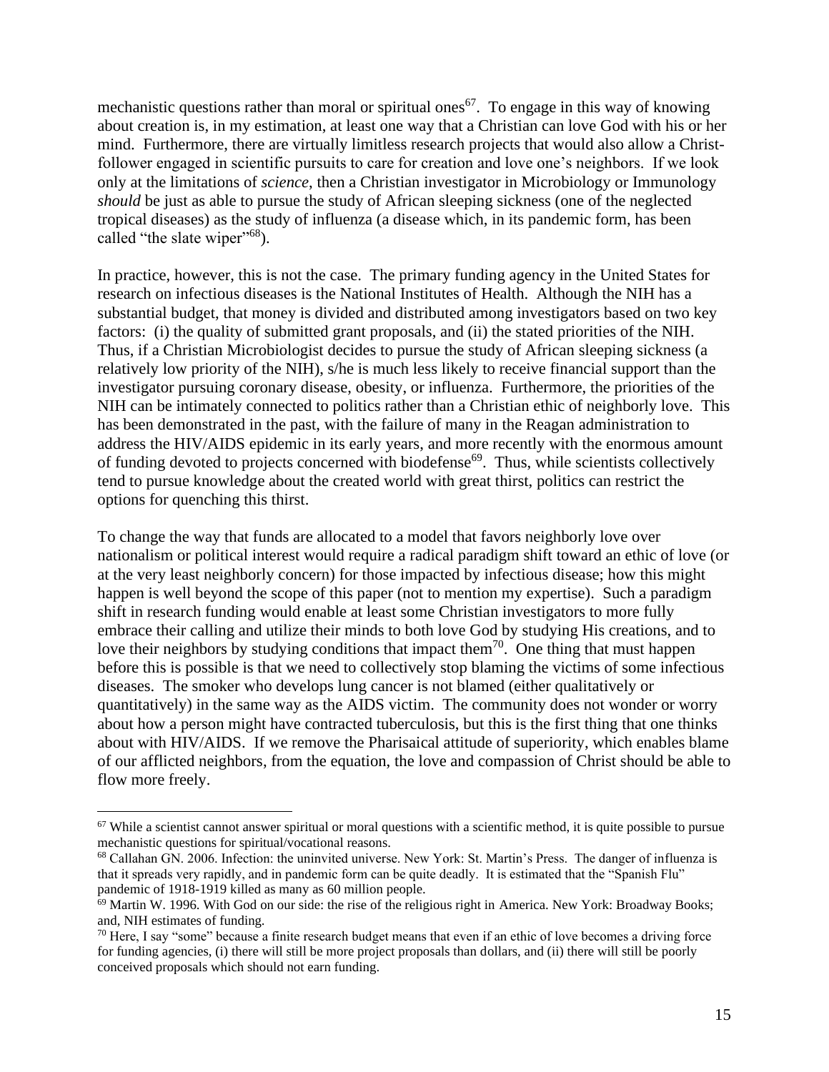mechanistic questions rather than moral or spiritual ones[67]. To engage in this way of knowing about creation is, in my estimation, at least one way that a Christian can love God with his or her mind. Furthermore, there are virtually limitless research projects that would also allow a Christ-follower engaged in scientific pursuits to care for creation and love one's neighbors. If we look only at the limitations of *science*, then a Christian investigator in Microbiology or Immunology *should* be just as able to pursue the study of African sleeping sickness (one of the neglected tropical diseases) as the study of influenza (a disease which, in its pandemic form, has been called "the slate wiper"[68]).

In practice, however, this is not the case. The primary funding agency in the United States for research on infectious diseases is the National Institutes of Health. Although the NIH has a substantial budget, that money is divided and distributed among investigators based on two key factors: (i) the quality of submitted grant proposals, and (ii) the stated priorities of the NIH. Thus, if a Christian Microbiologist decides to pursue the study of African sleeping sickness (a relatively low priority of the NIH), s/he is much less likely to receive financial support than the investigator pursuing coronary disease, obesity, or influenza. Furthermore, the priorities of the NIH can be intimately connected to politics rather than a Christian ethic of neighborly love. This has been demonstrated in the past, with the failure of many in the Reagan administration to address the HIV/AIDS epidemic in its early years, and more recently with the enormous amount of funding devoted to projects concerned with biodefense[69]. Thus, while scientists collectively tend to pursue knowledge about the created world with great thirst, politics can restrict the options for quenching this thirst.

To change the way that funds are allocated to a model that favors neighborly love over nationalism or political interest would require a radical paradigm shift toward an ethic of love (or at the very least neighborly concern) for those impacted by infectious disease; how this might happen is well beyond the scope of this paper (not to mention my expertise). Such a paradigm shift in research funding would enable at least some Christian investigators to more fully embrace their calling and utilize their minds to both love God by studying His creations, and to love their neighbors by studying conditions that impact them[70]. One thing that must happen before this is possible is that we need to collectively stop blaming the victims of some infectious diseases. The smoker who develops lung cancer is not blamed (either qualitatively or quantitatively) in the same way as the AIDS victim. The community does not wonder or worry about how a person might have contracted tuberculosis, but this is the first thing that one thinks about with HIV/AIDS. If we remove the Pharisaical attitude of superiority, which enables blame of our afflicted neighbors, from the equation, the love and compassion of Christ should be able to flow more freely.

---

[67] While a scientist cannot answer spiritual or moral questions with a scientific method, it is quite possible to pursue mechanistic questions for spiritual/vocational reasons.

[68] Callahan GN. 2006. Infection: the uninvited universe. New York: St. Martin's Press. The danger of influenza is that it spreads very rapidly, and in pandemic form can be quite deadly. It is estimated that the "Spanish Flu" pandemic of 1918-1919 killed as many as 60 million people.

[69] Martin W. 1996. With God on our side: the rise of the religious right in America. New York: Broadway Books; and, NIH estimates of funding.

[70] Here, I say "some" because a finite research budget means that even if an ethic of love becomes a driving force for funding agencies, (i) there will still be more project proposals than dollars, and (ii) there will still be poorly conceived proposals which should not earn funding.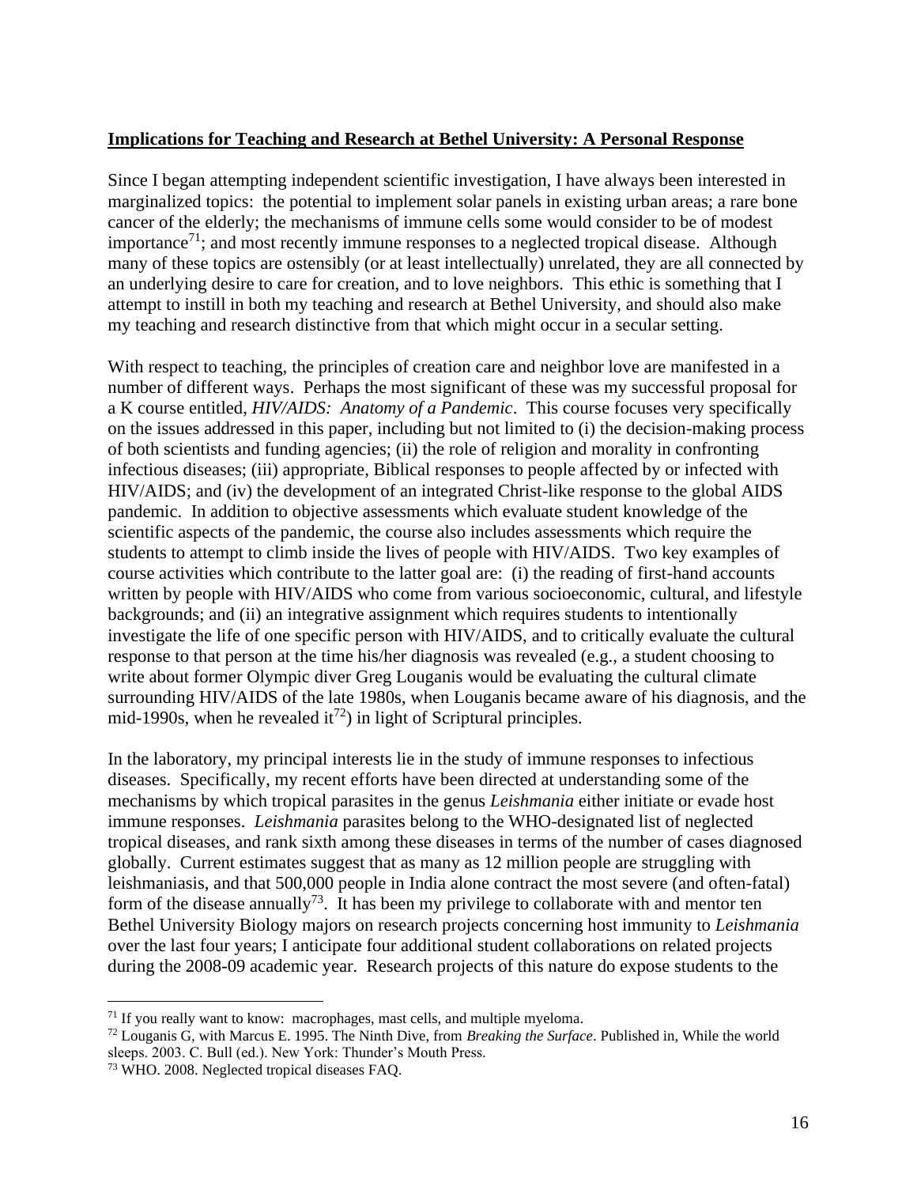**Implications for Teaching and Research at Bethel University: A Personal Response**

Since I began attempting independent scientific investigation, I have always been interested in marginalized topics: the potential to implement solar panels in existing urban areas; a rare bone cancer of the elderly; the mechanisms of immune cells some would consider to be of modest importance[71]; and most recently immune responses to a neglected tropical disease. Although many of these topics are ostensibly (or at least intellectually) unrelated, they are all connected by an underlying desire to care for creation, and to love neighbors. This ethic is something that I attempt to instill in both my teaching and research at Bethel University, and should also make my teaching and research distinctive from that which might occur in a secular setting.

With respect to teaching, the principles of creation care and neighbor love are manifested in a number of different ways. Perhaps the most significant of these was my successful proposal for a K course entitled, *HIV/AIDS: Anatomy of a Pandemic*. This course focuses very specifically on the issues addressed in this paper, including but not limited to (i) the decision-making process of both scientists and funding agencies; (ii) the role of religion and morality in confronting infectious diseases; (iii) appropriate, Biblical responses to people affected by or infected with HIV/AIDS; and (iv) the development of an integrated Christ-like response to the global AIDS pandemic. In addition to objective assessments which evaluate student knowledge of the scientific aspects of the pandemic, the course also includes assessments which require the students to attempt to climb inside the lives of people with HIV/AIDS. Two key examples of course activities which contribute to the latter goal are: (i) the reading of first-hand accounts written by people with HIV/AIDS who come from various socioeconomic, cultural, and lifestyle backgrounds; and (ii) an integrative assignment which requires students to intentionally investigate the life of one specific person with HIV/AIDS, and to critically evaluate the cultural response to that person at the time his/her diagnosis was revealed (e.g., a student choosing to write about former Olympic diver Greg Louganis would be evaluating the cultural climate surrounding HIV/AIDS of the late 1980s, when Louganis became aware of his diagnosis, and the mid-1990s, when he revealed it[72]) in light of Scriptural principles.

In the laboratory, my principal interests lie in the study of immune responses to infectious diseases. Specifically, my recent efforts have been directed at understanding some of the mechanisms by which tropical parasites in the genus *Leishmania* either initiate or evade host immune responses. *Leishmania* parasites belong to the WHO-designated list of neglected tropical diseases, and rank sixth among these diseases in terms of the number of cases diagnosed globally. Current estimates suggest that as many as 12 million people are struggling with leishmaniasis, and that 500,000 people in India alone contract the most severe (and often-fatal) form of the disease annually[73]. It has been my privilege to collaborate with and mentor ten Bethel University Biology majors on research projects concerning host immunity to *Leishmania* over the last four years; I anticipate four additional student collaborations on related projects during the 2008-09 academic year. Research projects of this nature do expose students to the

---

[71] If you really want to know: macrophages, mast cells, and multiple myeloma.

[72] Louganis G, with Marcus E. 1995. The Ninth Dive, from *Breaking the Surface*. Published in, While the world sleeps. 2003. C. Bull (ed.). New York: Thunder's Mouth Press.

[73] WHO. 2008. Neglected tropical diseases FAQ.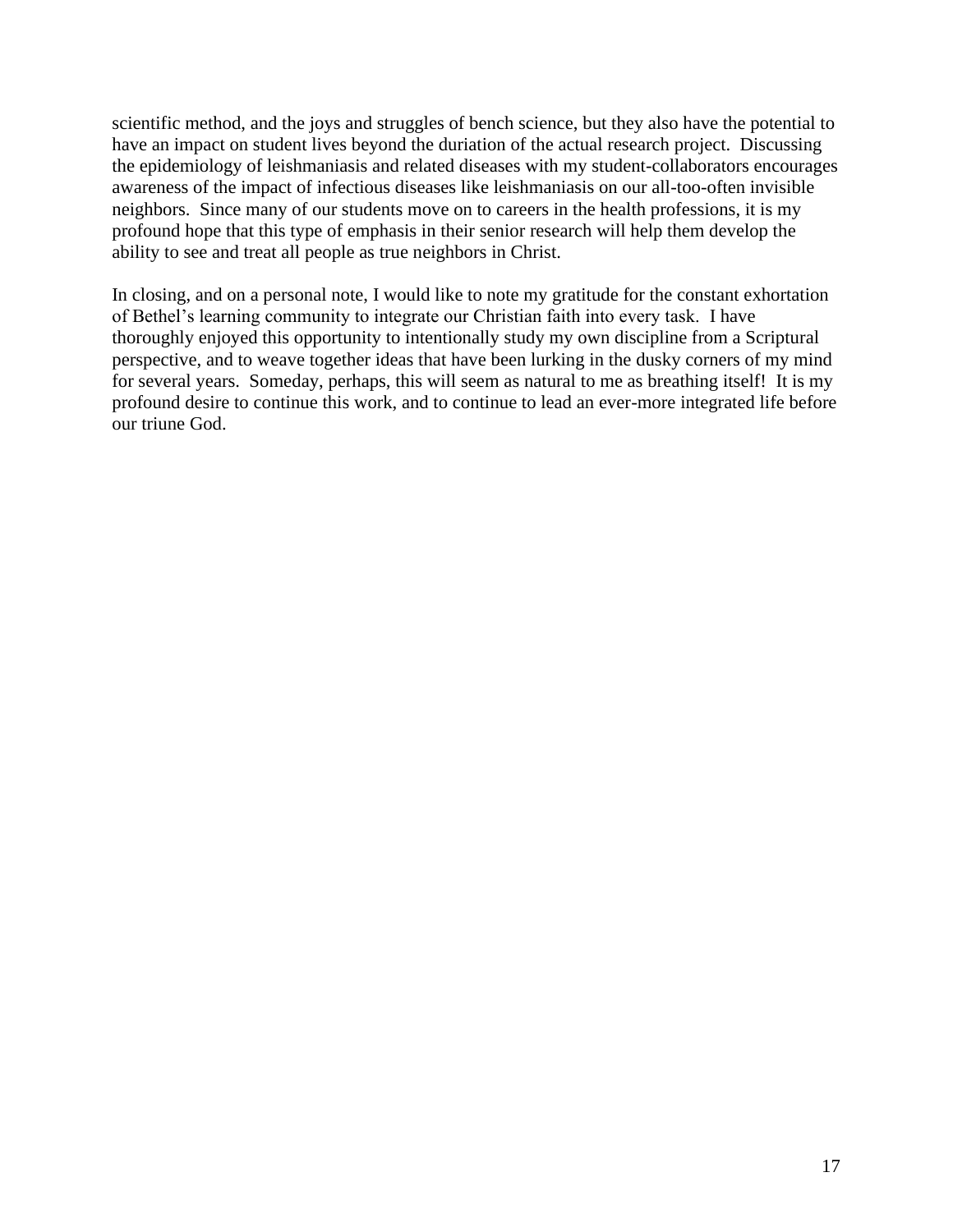scientific method, and the joys and struggles of bench science, but they also have the potential to have an impact on student lives beyond the duriation of the actual research project. Discussing the epidemiology of leishmaniasis and related diseases with my student-collaborators encourages awareness of the impact of infectious diseases like leishmaniasis on our all-too-often invisible neighbors. Since many of our students move on to careers in the health professions, it is my profound hope that this type of emphasis in their senior research will help them develop the ability to see and treat all people as true neighbors in Christ.

In closing, and on a personal note, I would like to note my gratitude for the constant exhortation of Bethel's learning community to integrate our Christian faith into every task. I have thoroughly enjoyed this opportunity to intentionally study my own discipline from a Scriptural perspective, and to weave together ideas that have been lurking in the dusky corners of my mind for several years. Someday, perhaps, this will seem as natural to me as breathing itself! It is my profound desire to continue this work, and to continue to lead an ever-more integrated life before our triune God.